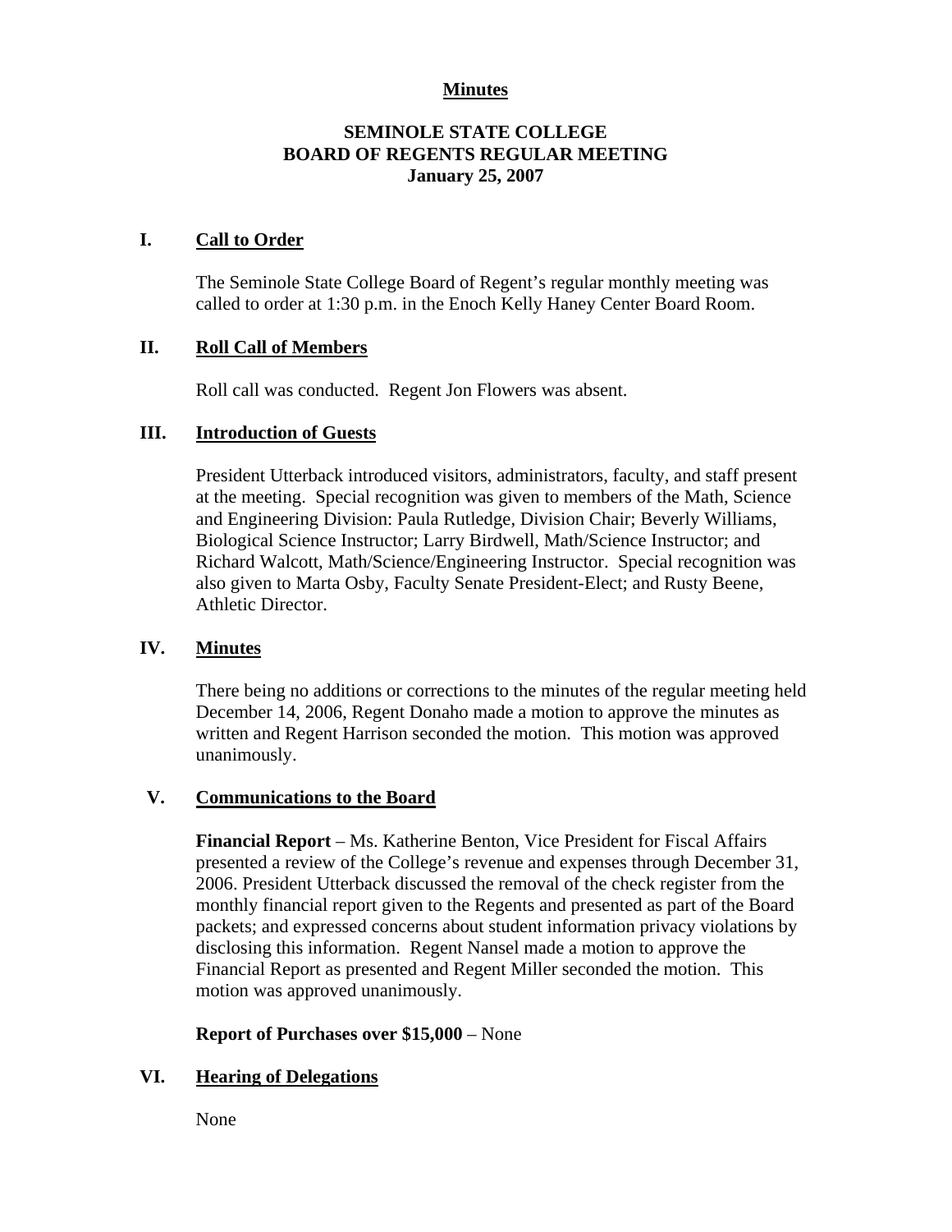**Minutes**

# SEMINOLE STATE COLLEGE
## BOARD OF REGENTS REGULAR MEETING
### January 25, 2007

## I. Call to Order

The Seminole State College Board of Regent's regular monthly meeting was called to order at 1:30 p.m. in the Enoch Kelly Haney Center Board Room.

## II. Roll Call of Members

Roll call was conducted. Regent Jon Flowers was absent.

## III. Introduction of Guests

President Utterback introduced visitors, administrators, faculty, and staff present at the meeting. Special recognition was given to members of the Math, Science and Engineering Division: Paula Rutledge, Division Chair; Beverly Williams, Biological Science Instructor; Larry Birdwell, Math/Science Instructor; and Richard Walcott, Math/Science/Engineering Instructor. Special recognition was also given to Marta Osby, Faculty Senate President-Elect; and Rusty Beene, Athletic Director.

## IV. Minutes

There being no additions or corrections to the minutes of the regular meeting held December 14, 2006, Regent Donaho made a motion to approve the minutes as written and Regent Harrison seconded the motion. This motion was approved unanimously.

## V. Communications to the Board

**Financial Report** – Ms. Katherine Benton, Vice President for Fiscal Affairs presented a review of the College's revenue and expenses through December 31, 2006. President Utterback discussed the removal of the check register from the monthly financial report given to the Regents and presented as part of the Board packets; and expressed concerns about student information privacy violations by disclosing this information. Regent Nansel made a motion to approve the Financial Report as presented and Regent Miller seconded the motion. This motion was approved unanimously.

**Report of Purchases over $15,000** – None

## VI. Hearing of Delegations

None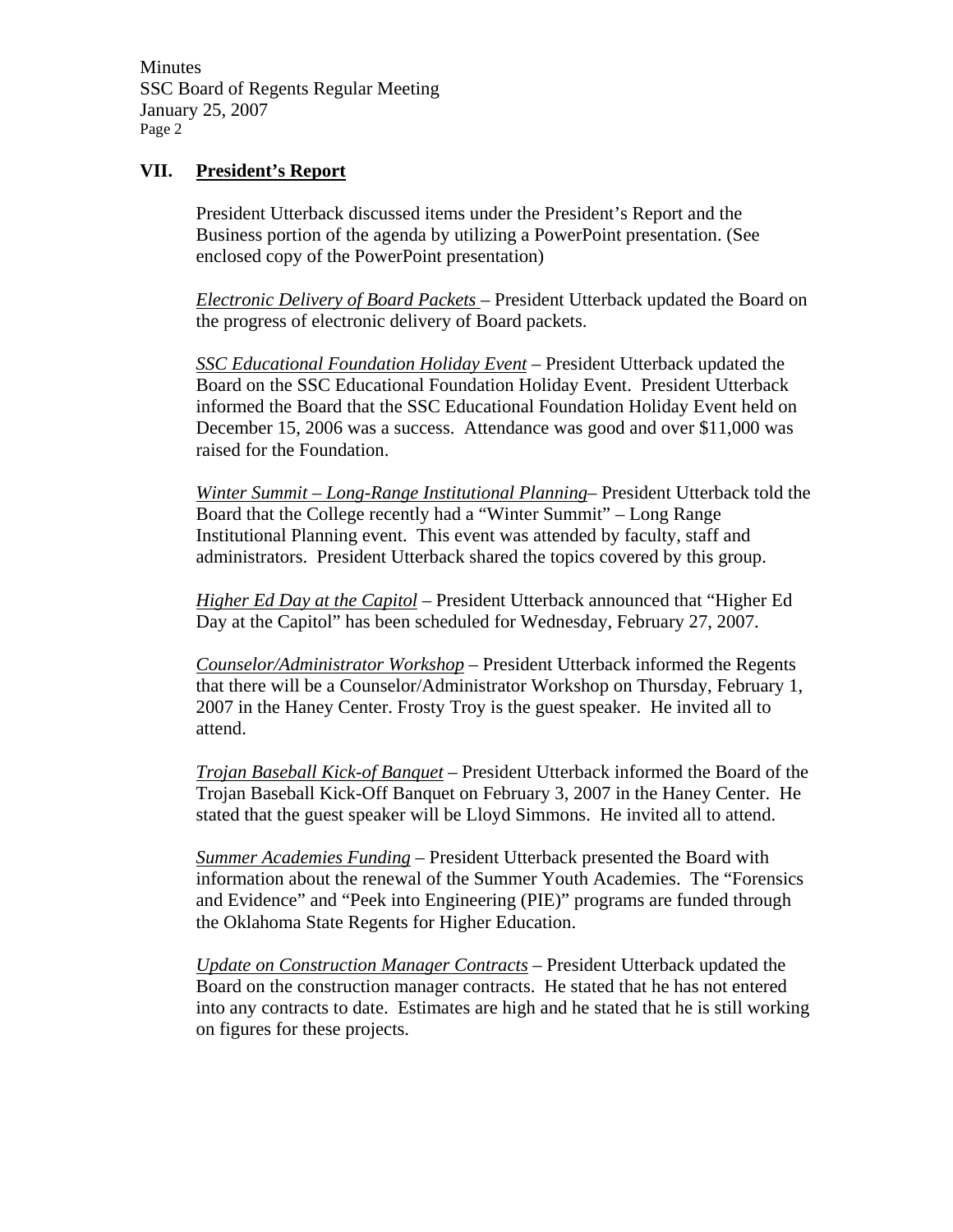## VII. President's Report

President Utterback discussed items under the President's Report and the Business portion of the agenda by utilizing a PowerPoint presentation. (See enclosed copy of the PowerPoint presentation)

*Electronic Delivery of Board Packets* – President Utterback updated the Board on the progress of electronic delivery of Board packets.

*SSC Educational Foundation Holiday Event* – President Utterback updated the Board on the SSC Educational Foundation Holiday Event. President Utterback informed the Board that the SSC Educational Foundation Holiday Event held on December 15, 2006 was a success. Attendance was good and over $11,000 was raised for the Foundation.

*Winter Summit – Long-Range Institutional Planning*– President Utterback told the Board that the College recently had a "Winter Summit" – Long Range Institutional Planning event. This event was attended by faculty, staff and administrators. President Utterback shared the topics covered by this group.

*Higher Ed Day at the Capitol* – President Utterback announced that "Higher Ed Day at the Capitol" has been scheduled for Wednesday, February 27, 2007.

*Counselor/Administrator Workshop* – President Utterback informed the Regents that there will be a Counselor/Administrator Workshop on Thursday, February 1, 2007 in the Haney Center. Frosty Troy is the guest speaker. He invited all to attend.

*Trojan Baseball Kick-of Banquet* – President Utterback informed the Board of the Trojan Baseball Kick-Off Banquet on February 3, 2007 in the Haney Center. He stated that the guest speaker will be Lloyd Simmons. He invited all to attend.

*Summer Academies Funding* – President Utterback presented the Board with information about the renewal of the Summer Youth Academies. The "Forensics and Evidence" and "Peek into Engineering (PIE)" programs are funded through the Oklahoma State Regents for Higher Education.

*Update on Construction Manager Contracts* – President Utterback updated the Board on the construction manager contracts. He stated that he has not entered into any contracts to date. Estimates are high and he stated that he is still working on figures for these projects.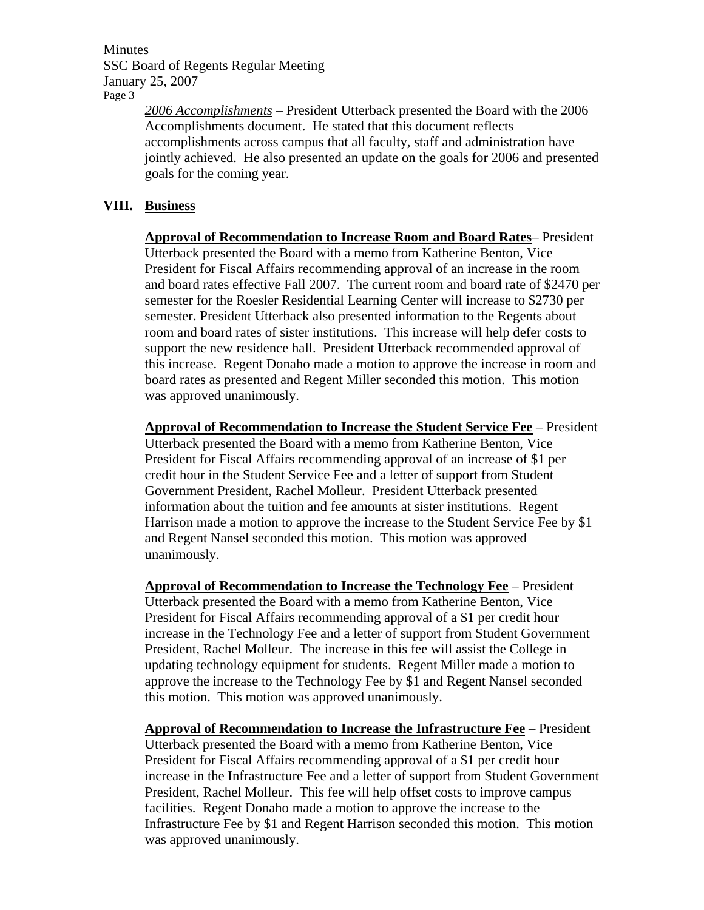*2006 Accomplishments* – President Utterback presented the Board with the 2006 Accomplishments document. He stated that this document reflects accomplishments across campus that all faculty, staff and administration have jointly achieved. He also presented an update on the goals for 2006 and presented goals for the coming year.

## VIII. Business

**Approval of Recommendation to Increase Room and Board Rates**– President Utterback presented the Board with a memo from Katherine Benton, Vice President for Fiscal Affairs recommending approval of an increase in the room and board rates effective Fall 2007. The current room and board rate of $2470 per semester for the Roesler Residential Learning Center will increase to $2730 per semester. President Utterback also presented information to the Regents about room and board rates of sister institutions. This increase will help defer costs to support the new residence hall. President Utterback recommended approval of this increase. Regent Donaho made a motion to approve the increase in room and board rates as presented and Regent Miller seconded this motion. This motion was approved unanimously.

**Approval of Recommendation to Increase the Student Service Fee** – President Utterback presented the Board with a memo from Katherine Benton, Vice President for Fiscal Affairs recommending approval of an increase of $1 per credit hour in the Student Service Fee and a letter of support from Student Government President, Rachel Molleur. President Utterback presented information about the tuition and fee amounts at sister institutions. Regent Harrison made a motion to approve the increase to the Student Service Fee by $1 and Regent Nansel seconded this motion. This motion was approved unanimously.

**Approval of Recommendation to Increase the Technology Fee** – President Utterback presented the Board with a memo from Katherine Benton, Vice President for Fiscal Affairs recommending approval of a $1 per credit hour increase in the Technology Fee and a letter of support from Student Government President, Rachel Molleur. The increase in this fee will assist the College in updating technology equipment for students. Regent Miller made a motion to approve the increase to the Technology Fee by $1 and Regent Nansel seconded this motion. This motion was approved unanimously.

**Approval of Recommendation to Increase the Infrastructure Fee** – President Utterback presented the Board with a memo from Katherine Benton, Vice President for Fiscal Affairs recommending approval of a $1 per credit hour increase in the Infrastructure Fee and a letter of support from Student Government President, Rachel Molleur. This fee will help offset costs to improve campus facilities. Regent Donaho made a motion to approve the increase to the Infrastructure Fee by $1 and Regent Harrison seconded this motion. This motion was approved unanimously.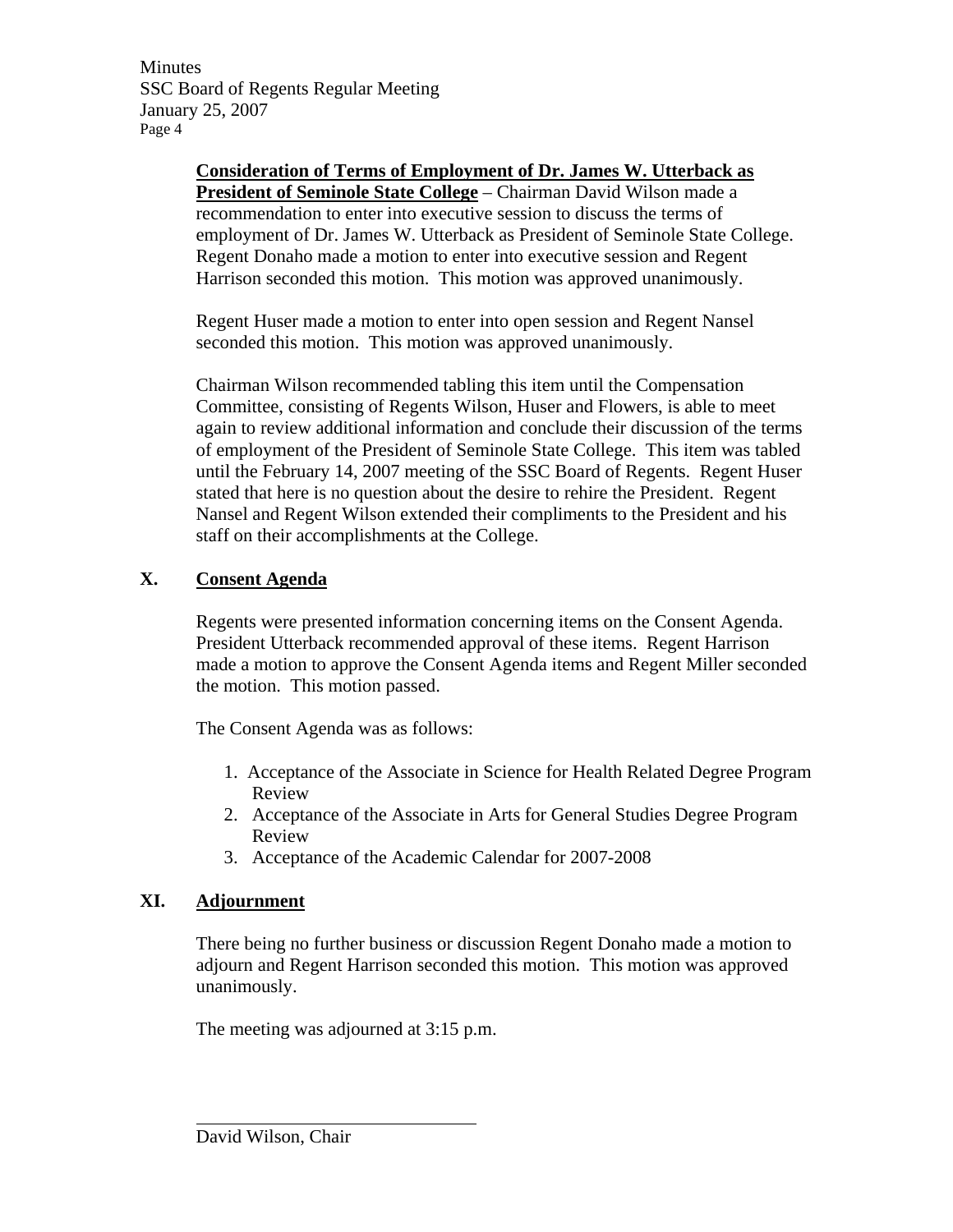**Consideration of Terms of Employment of Dr. James W. Utterback as President of Seminole State College** – Chairman David Wilson made a recommendation to enter into executive session to discuss the terms of employment of Dr. James W. Utterback as President of Seminole State College. Regent Donaho made a motion to enter into executive session and Regent Harrison seconded this motion. This motion was approved unanimously.

Regent Huser made a motion to enter into open session and Regent Nansel seconded this motion. This motion was approved unanimously.

Chairman Wilson recommended tabling this item until the Compensation Committee, consisting of Regents Wilson, Huser and Flowers, is able to meet again to review additional information and conclude their discussion of the terms of employment of the President of Seminole State College. This item was tabled until the February 14, 2007 meeting of the SSC Board of Regents. Regent Huser stated that here is no question about the desire to rehire the President. Regent Nansel and Regent Wilson extended their compliments to the President and his staff on their accomplishments at the College.

## X. Consent Agenda

Regents were presented information concerning items on the Consent Agenda. President Utterback recommended approval of these items. Regent Harrison made a motion to approve the Consent Agenda items and Regent Miller seconded the motion. This motion passed.

The Consent Agenda was as follows:

1. Acceptance of the Associate in Science for Health Related Degree Program Review
2. Acceptance of the Associate in Arts for General Studies Degree Program Review
3. Acceptance of the Academic Calendar for 2007-2008

## XI. Adjournment

There being no further business or discussion Regent Donaho made a motion to adjourn and Regent Harrison seconded this motion. This motion was approved unanimously.

The meeting was adjourned at 3:15 p.m.

David Wilson, Chair